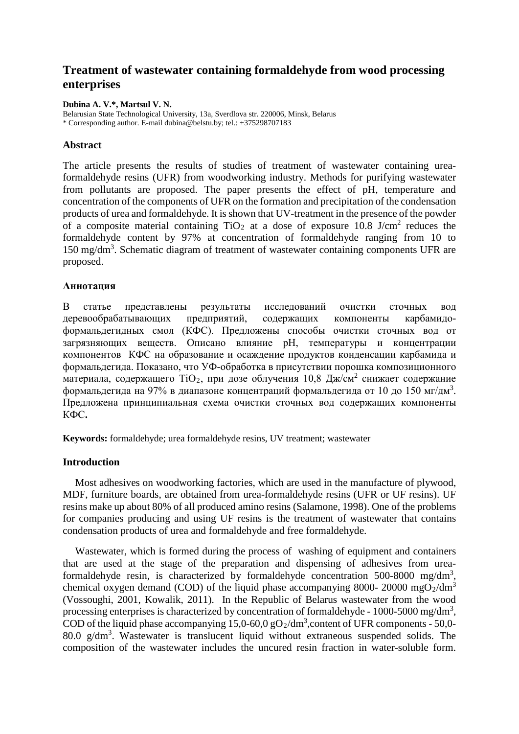# Treatment of wastewater containing formaldehyde from wood processing enterprises

**Dubina A. V.*, Martsul V. N.**

Belarusian State Technological University, 13a, Sverdlova str. 220006, Minsk, Belarus
* Corresponding author. E-mail dubina@belstu.by; tel.: +375298707183

## Abstract

The article presents the results of studies of treatment of wastewater containing urea-formaldehyde resins (UFR) from woodworking industry. Methods for purifying wastewater from pollutants are proposed. The paper presents the effect of pH, temperature and concentration of the components of UFR on the formation and precipitation of the condensation products of urea and formaldehyde. It is shown that UV-treatment in the presence of the powder of a composite material containing $TiO_2$ at a dose of exposure 10.8 J/cm$^2$ reduces the formaldehyde content by 97% at concentration of formaldehyde ranging from 10 to 150 mg/dm$^3$. Schematic diagram of treatment of wastewater containing components UFR are proposed.

## Аннотация

В статье представлены результаты исследований очистки сточных вод деревообрабатывающих предприятий, содержащих компоненты карбамидо-формальдегидных смол (КФС). Предложены способы очистки сточных вод от загрязняющих веществ. Описано влияние pH, температуры и концентрации компонентов КФС на образование и осаждение продуктов конденсации карбамида и формальдегида. Показано, что УФ-обработка в присутствии порошка композиционного материала, содержащего $TiO_2$, при дозе облучения 10,8 Дж/см$^2$ снижает содержание формальдегида на 97% в диапазоне концентраций формальдегида от 10 до 150 мг/дм$^3$. Предложена принципиальная схема очистки сточных вод содержащих компоненты КФС.

**Keywords:** formaldehyde; urea formaldehyde resins, UV treatment; wastewater

## Introduction

Most adhesives on woodworking factories, which are used in the manufacture of plywood, MDF, furniture boards, are obtained from urea-formaldehyde resins (UFR or UF resins). UF resins make up about 80% of all produced amino resins (Salamone, 1998). One of the problems for companies producing and using UF resins is the treatment of wastewater that contains condensation products of urea and formaldehyde and free formaldehyde.

Wastewater, which is formed during the process of washing of equipment and containers that are used at the stage of the preparation and dispensing of adhesives from urea-formaldehyde resin, is characterized by formaldehyde concentration 500-8000 mg/dm$^3$, chemical oxygen demand (COD) of the liquid phase accompanying 8000- 20000 mg$O_2$/dm$^3$ (Vossoughi, 2001, Kowalik, 2011). In the Republic of Belarus wastewater from the wood processing enterprises is characterized by concentration of formaldehyde - 1000-5000 mg/dm$^3$, COD of the liquid phase accompanying 15,0-60,0 g$O_2$/dm$^3$,content of UFR components - 50,0-80.0 g/dm$^3$. Wastewater is translucent liquid without extraneous suspended solids. The composition of the wastewater includes the uncured resin fraction in water-soluble form.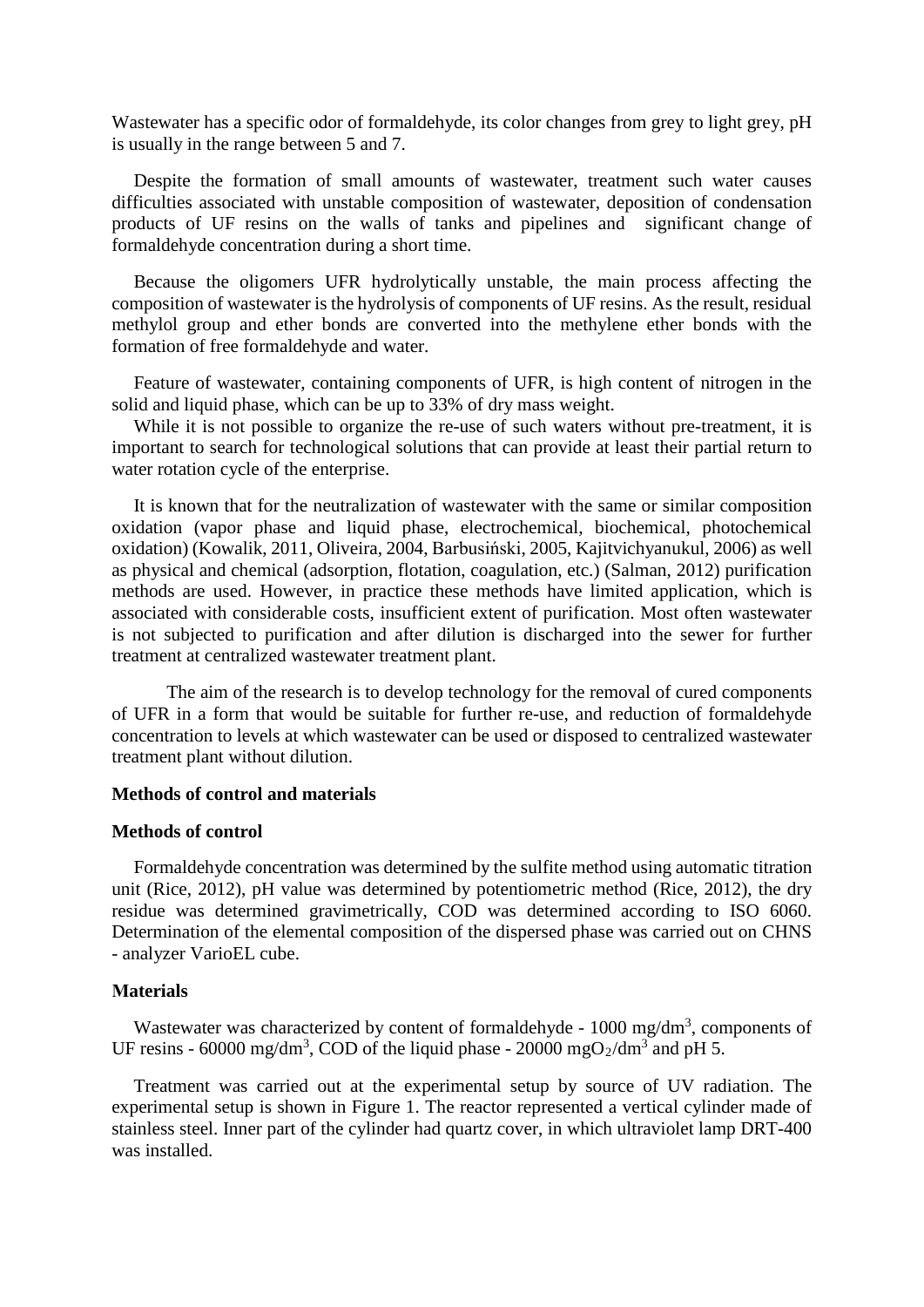Wastewater has a specific odor of formaldehyde, its color changes from grey to light grey, pH is usually in the range between 5 and 7.

Despite the formation of small amounts of wastewater, treatment such water causes difficulties associated with unstable composition of wastewater, deposition of condensation products of UF resins on the walls of tanks and pipelines and significant change of formaldehyde concentration during a short time.

Because the oligomers UFR hydrolytically unstable, the main process affecting the composition of wastewater is the hydrolysis of components of UF resins. As the result, residual methylol group and ether bonds are converted into the methylene ether bonds with the formation of free formaldehyde and water.

Feature of wastewater, containing components of UFR, is high content of nitrogen in the solid and liquid phase, which can be up to 33% of dry mass weight.

While it is not possible to organize the re-use of such waters without pre-treatment, it is important to search for technological solutions that can provide at least their partial return to water rotation cycle of the enterprise.

It is known that for the neutralization of wastewater with the same or similar composition oxidation (vapor phase and liquid phase, electrochemical, biochemical, photochemical oxidation) (Kowalik, 2011, Oliveira, 2004, Barbusiński, 2005, Kajitvichyanukul, 2006) as well as physical and chemical (adsorption, flotation, coagulation, etc.) (Salman, 2012) purification methods are used. However, in practice these methods have limited application, which is associated with considerable costs, insufficient extent of purification. Most often wastewater is not subjected to purification and after dilution is discharged into the sewer for further treatment at centralized wastewater treatment plant.

The aim of the research is to develop technology for the removal of cured components of UFR in a form that would be suitable for further re-use, and reduction of formaldehyde concentration to levels at which wastewater can be used or disposed to centralized wastewater treatment plant without dilution.

**Methods of control and materials**

**Methods of control**

Formaldehyde concentration was determined by the sulfite method using automatic titration unit (Rice, 2012), pH value was determined by potentiometric method (Rice, 2012), the dry residue was determined gravimetrically, COD was determined according to ISO 6060. Determination of the elemental composition of the dispersed phase was carried out on CHNS - analyzer VarioEL cube.

**Materials**

Wastewater was characterized by content of formaldehyde - 1000 $mg/dm^3$, components of UF resins - 60000 $mg/dm^3$, COD of the liquid phase - 20000 $mgO_2/dm^3$ and pH 5.

Treatment was carried out at the experimental setup by source of UV radiation. The experimental setup is shown in Figure 1. The reactor represented a vertical cylinder made of stainless steel. Inner part of the cylinder had quartz cover, in which ultraviolet lamp DRT-400 was installed.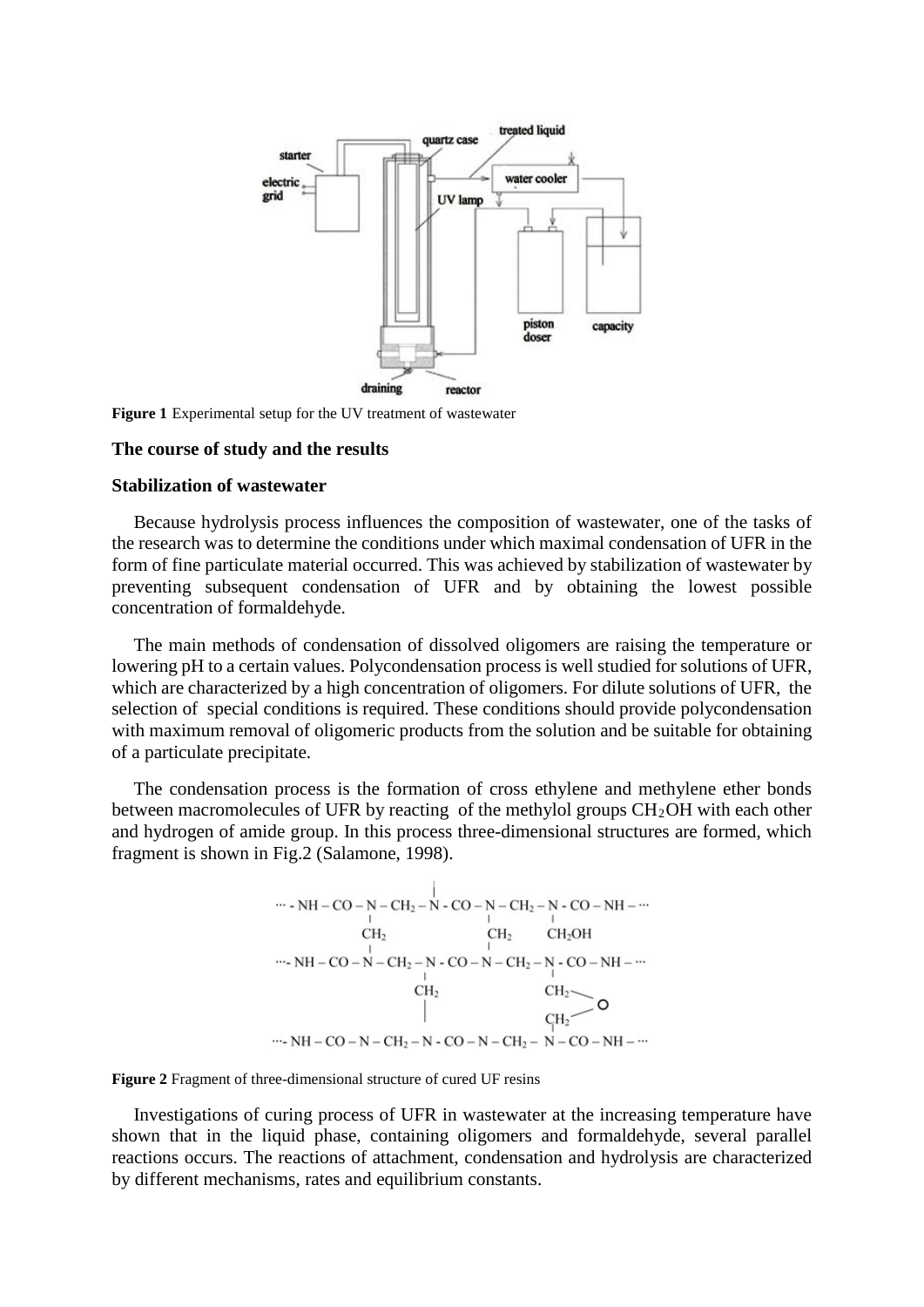**Figure 1** Experimental setup for the UV treatment of wastewater

## The course of study and the results

### Stabilization of wastewater

Because hydrolysis process influences the composition of wastewater, one of the tasks of the research was to determine the conditions under which maximal condensation of UFR in the form of fine particulate material occurred. This was achieved by stabilization of wastewater by preventing subsequent condensation of UFR and by obtaining the lowest possible concentration of formaldehyde.

The main methods of condensation of dissolved oligomers are raising the temperature or lowering pH to a certain values. Polycondensation process is well studied for solutions of UFR, which are characterized by a high concentration of oligomers. For dilute solutions of UFR, the selection of special conditions is required. These conditions should provide polycondensation with maximum removal of oligomeric products from the solution and be suitable for obtaining of a particulate precipitate.

The condensation process is the formation of cross ethylene and methylene ether bonds between macromolecules of UFR by reacting of the methylol groups $CH_2OH$ with each other and hydrogen of amide group. In this process three-dimensional structures are formed, which fragment is shown in Fig.2 (Salamone, 1998).

**Figure 2** Fragment of three-dimensional structure of cured UF resins

Investigations of curing process of UFR in wastewater at the increasing temperature have shown that in the liquid phase, containing oligomers and formaldehyde, several parallel reactions occurs. The reactions of attachment, condensation and hydrolysis are characterized by different mechanisms, rates and equilibrium constants.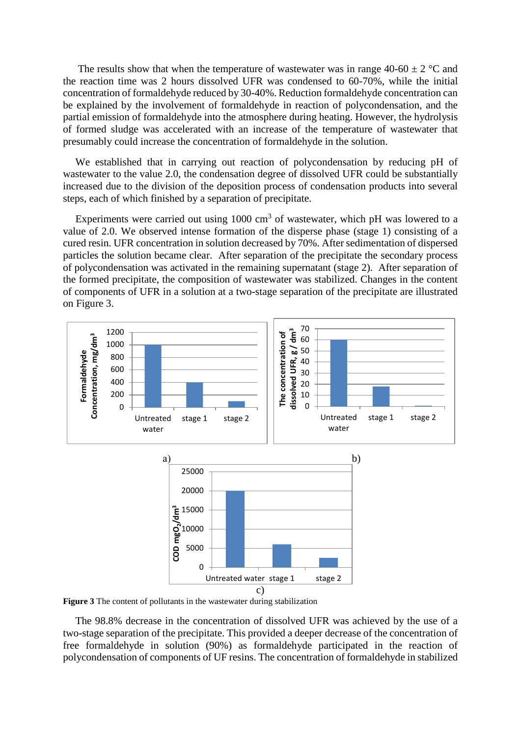The results show that when the temperature of wastewater was in range 40-60 ± 2 °C and the reaction time was 2 hours dissolved UFR was condensed to 60-70%, while the initial concentration of formaldehyde reduced by 30-40%. Reduction formaldehyde concentration can be explained by the involvement of formaldehyde in reaction of polycondensation, and the partial emission of formaldehyde into the atmosphere during heating. However, the hydrolysis of formed sludge was accelerated with an increase of the temperature of wastewater that presumably could increase the concentration of formaldehyde in the solution.

We established that in carrying out reaction of polycondensation by reducing pH of wastewater to the value 2.0, the condensation degree of dissolved UFR could be substantially increased due to the division of the deposition process of condensation products into several steps, each of which finished by a separation of precipitate.

Experiments were carried out using 1000 cm$^3$ of wastewater, which pH was lowered to a value of 2.0. We observed intense formation of the disperse phase (stage 1) consisting of a cured resin. UFR concentration in solution decreased by 70%. After sedimentation of dispersed particles the solution became clear. After separation of the precipitate the secondary process of polycondensation was activated in the remaining supernatant (stage 2). After separation of the formed precipitate, the composition of wastewater was stabilized. Changes in the content of components of UFR in a solution at a two-stage separation of the precipitate are illustrated on Figure 3.

**Figure 3** The content of pollutants in the wastewater during stabilization

The 98.8% decrease in the concentration of dissolved UFR was achieved by the use of a two-stage separation of the precipitate. This provided a deeper decrease of the concentration of free formaldehyde in solution (90%) as formaldehyde participated in the reaction of polycondensation of components of UF resins. The concentration of formaldehyde in stabilized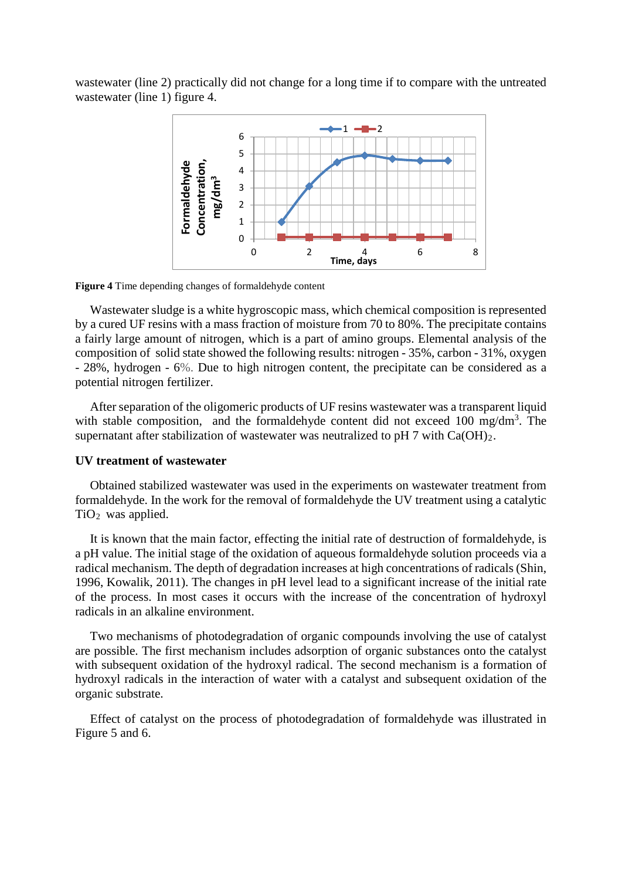wastewater (line 2) practically did not change for a long time if to compare with the untreated wastewater (line 1) figure 4.

**Figure 4** Time depending changes of formaldehyde content

Wastewater sludge is a white hygroscopic mass, which chemical composition is represented by a cured UF resins with a mass fraction of moisture from 70 to 80%. The precipitate contains a fairly large amount of nitrogen, which is a part of amino groups. Elemental analysis of the composition of solid state showed the following results: nitrogen - 35%, carbon - 31%, oxygen - 28%, hydrogen - 6%. Due to high nitrogen content, the precipitate can be considered as a potential nitrogen fertilizer.

After separation of the oligomeric products of UF resins wastewater was a transparent liquid with stable composition, and the formaldehyde content did not exceed 100 $mg/dm^3$. The supernatant after stabilization of wastewater was neutralized to pH 7 with $Ca(OH)_2$.

**UV treatment of wastewater**

Obtained stabilized wastewater was used in the experiments on wastewater treatment from formaldehyde. In the work for the removal of formaldehyde the UV treatment using a catalytic $TiO_2$ was applied.

It is known that the main factor, effecting the initial rate of destruction of formaldehyde, is a pH value. The initial stage of the oxidation of aqueous formaldehyde solution proceeds via a radical mechanism. The depth of degradation increases at high concentrations of radicals (Shin, 1996, Kowalik, 2011). The changes in pH level lead to a significant increase of the initial rate of the process. In most cases it occurs with the increase of the concentration of hydroxyl radicals in an alkaline environment.

Two mechanisms of photodegradation of organic compounds involving the use of catalyst are possible. The first mechanism includes adsorption of organic substances onto the catalyst with subsequent oxidation of the hydroxyl radical. The second mechanism is a formation of hydroxyl radicals in the interaction of water with a catalyst and subsequent oxidation of the organic substrate.

Effect of catalyst on the process of photodegradation of formaldehyde was illustrated in Figure 5 and 6.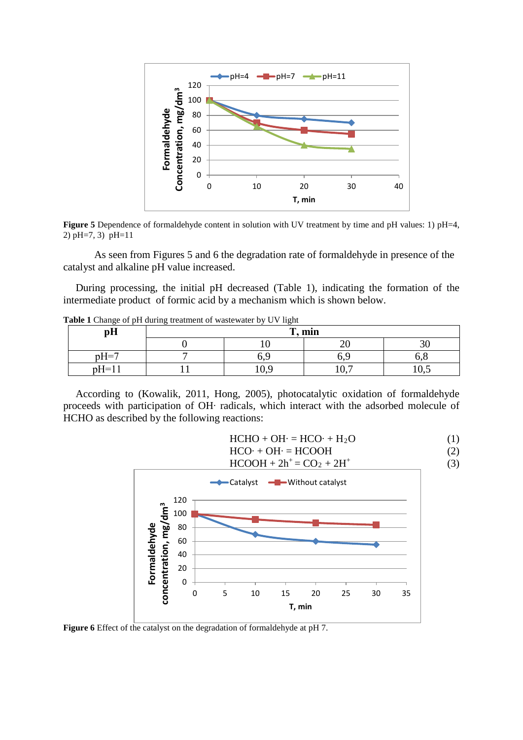**Figure 5** Dependence of formaldehyde content in solution with UV treatment by time and pH values: 1) pH=4, 2) pH=7, 3) pH=11

As seen from Figures 5 and 6 the degradation rate of formaldehyde in presence of the catalyst and alkaline pH value increased.

During processing, the initial pH decreased (Table 1), indicating the formation of the intermediate product of formic acid by a mechanism which is shown below.

**Table 1** Change of pH during treatment of wastewater by UV light

| pH | T, min | | | |
|---|---|---|---|---|
| | 0 | 10 | 20 | 30 |
| pH=7 | 7 | 6,9 | 6,9 | 6,8 |
| pH=11 | 11 | 10,9 | 10,7 | 10,5 |

According to (Kowalik, 2011, Hong, 2005), photocatalytic oxidation of formaldehyde proceeds with participation of OH· radicals, which interact with the adsorbed molecule of HCHO as described by the following reactions:

$$HCHO + OH\cdot = HCO\cdot + H_2O \quad (1)$$

$$HCO\cdot + OH\cdot = HCOOH \quad (2)$$

$$HCOOH + 2h^+ = CO_2 + 2H^+ \quad (3)$$

**Figure 6** Effect of the catalyst on the degradation of formaldehyde at pH 7.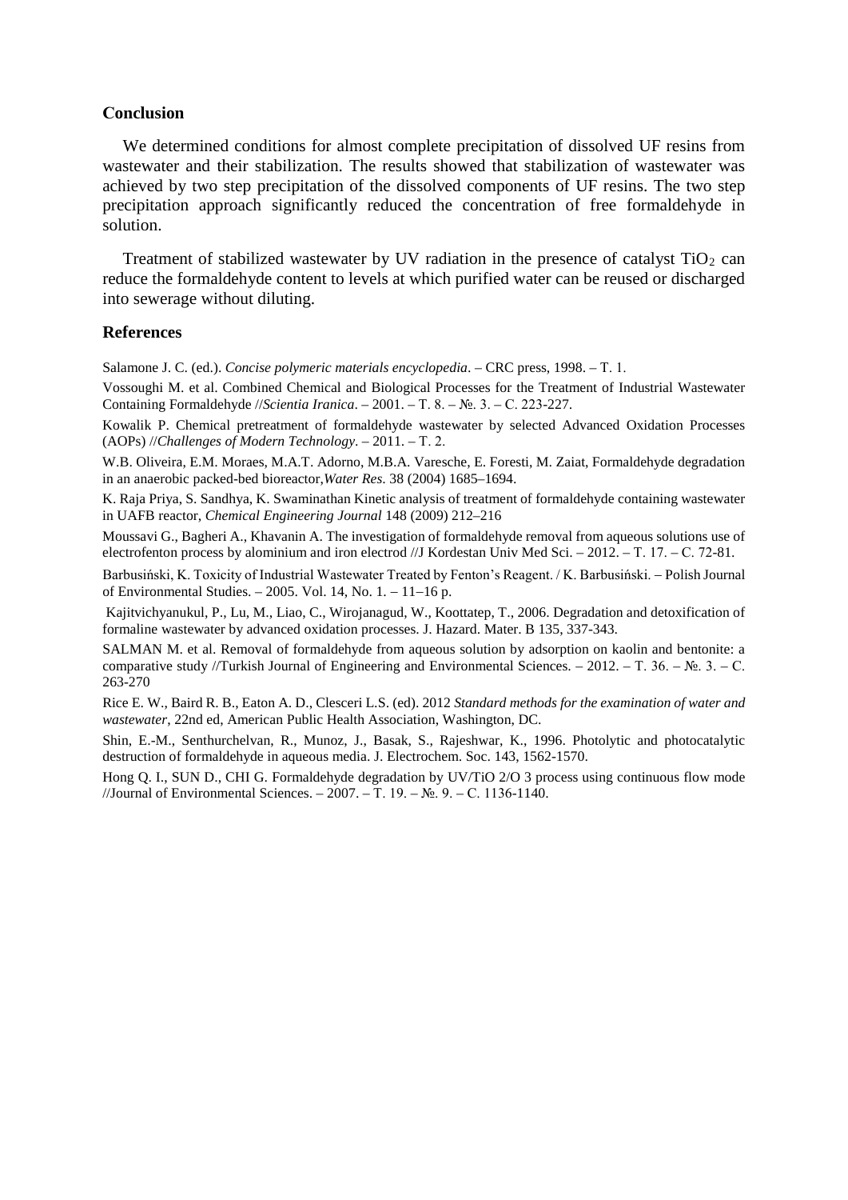## Conclusion

We determined conditions for almost complete precipitation of dissolved UF resins from wastewater and their stabilization. The results showed that stabilization of wastewater was achieved by two step precipitation of the dissolved components of UF resins. The two step precipitation approach significantly reduced the concentration of free formaldehyde in solution.

Treatment of stabilized wastewater by UV radiation in the presence of catalyst $TiO_2$ can reduce the formaldehyde content to levels at which purified water can be reused or discharged into sewerage without diluting.

## References

Salamone J. C. (ed.). *Concise polymeric materials encyclopedia*. – CRC press, 1998. – Т. 1.

Vossoughi M. et al. Combined Chemical and Biological Processes for the Treatment of Industrial Wastewater Containing Formaldehyde //*Scientia Iranica*. – 2001. – Т. 8. – №. 3. – С. 223-227.

Kowalik P. Chemical pretreatment of formaldehyde wastewater by selected Advanced Oxidation Processes (AOPs) //*Challenges of Modern Technology*. – 2011. – Т. 2.

W.B. Oliveira, E.M. Moraes, M.A.T. Adorno, M.B.A. Varesche, E. Foresti, M. Zaiat, Formaldehyde degradation in an anaerobic packed-bed bioreactor,*Water Res*. 38 (2004) 1685–1694.

K. Raja Priya, S. Sandhya, K. Swaminathan Kinetic analysis of treatment of formaldehyde containing wastewater in UAFB reactor, *Chemical Engineering Journal* 148 (2009) 212–216

Moussavi G., Bagheri A., Khavanin A. The investigation of formaldehyde removal from aqueous solutions use of electrofenton process by alominium and iron electrod //J Kordestan Univ Med Sci. – 2012. – Т. 17. – С. 72-81.

Barbusiński, K. Toxicity of Industrial Wastewater Treated by Fenton's Reagent. / K. Barbusiński. – Polish Journal of Environmental Studies. – 2005. Vol. 14, No. 1. – 11–16 p.

Kajitvichyanukul, P., Lu, M., Liao, C., Wirojanagud, W., Koottatep, T., 2006. Degradation and detoxification of formaline wastewater by advanced oxidation processes. J. Hazard. Mater. B 135, 337-343.

SALMAN M. et al. Removal of formaldehyde from aqueous solution by adsorption on kaolin and bentonite: a comparative study //Turkish Journal of Engineering and Environmental Sciences. – 2012. – Т. 36. – №. 3. – С. 263-270

Rice E. W., Baird R. B., Eaton A. D., Clesceri L.S. (ed). 2012 *Standard methods for the examination of water and wastewater*, 22nd ed, American Public Health Association, Washington, DC.

Shin, E.-M., Senthurchelvan, R., Munoz, J., Basak, S., Rajeshwar, K., 1996. Photolytic and photocatalytic destruction of formaldehyde in aqueous media. J. Electrochem. Soc. 143, 1562-1570.

Hong Q. I., SUN D., CHI G. Formaldehyde degradation by UV/TiO 2/O 3 process using continuous flow mode //Journal of Environmental Sciences. – 2007. – Т. 19. – №. 9. – С. 1136-1140.